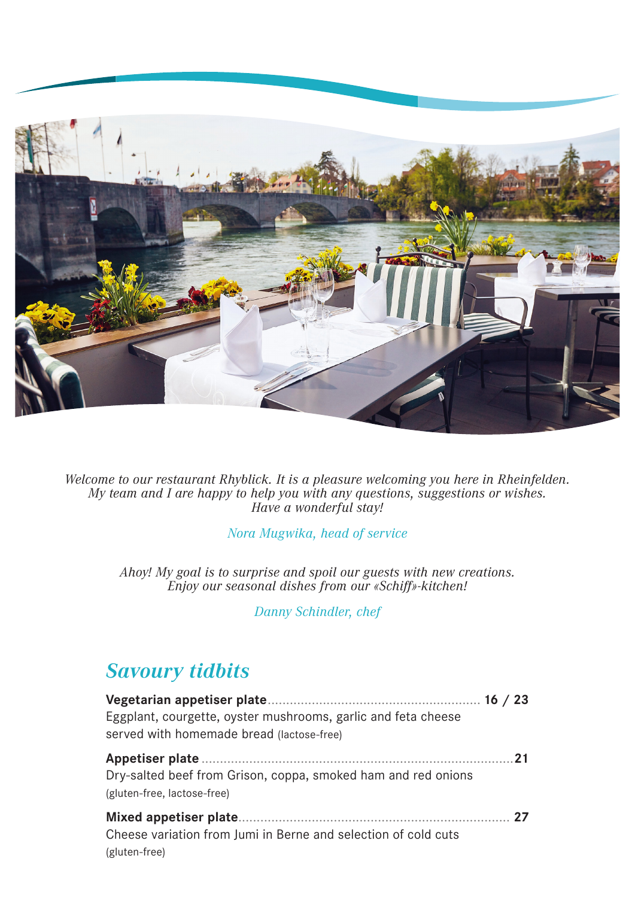*Welcome to our restaurant Rhyblick. It is a pleasure welcoming you here in Rheinfelden.*
*My team and I are happy to help you with any questions, suggestions or wishes.*
*Have a wonderful stay!*

*Nora Mugwika, head of service*

*Ahoy! My goal is to surprise and spoil our guests with new creations.*
*Enjoy our seasonal dishes from our «Schiff»-kitchen!*

*Danny Schindler, chef*

## *Savoury tidbits*

**Vegetarian appetiser plate** ........................................................ **16 / 23**
Eggplant, courgette, oyster mushrooms, garlic and feta cheese served with homemade bread (lactose-free)

**Appetiser plate** ........................................................................ **21**
Dry-salted beef from Grison, coppa, smoked ham and red onions (gluten-free, lactose-free)

**Mixed appetiser plate** ................................................................ **27**
Cheese variation from Jumi in Berne and selection of cold cuts (gluten-free)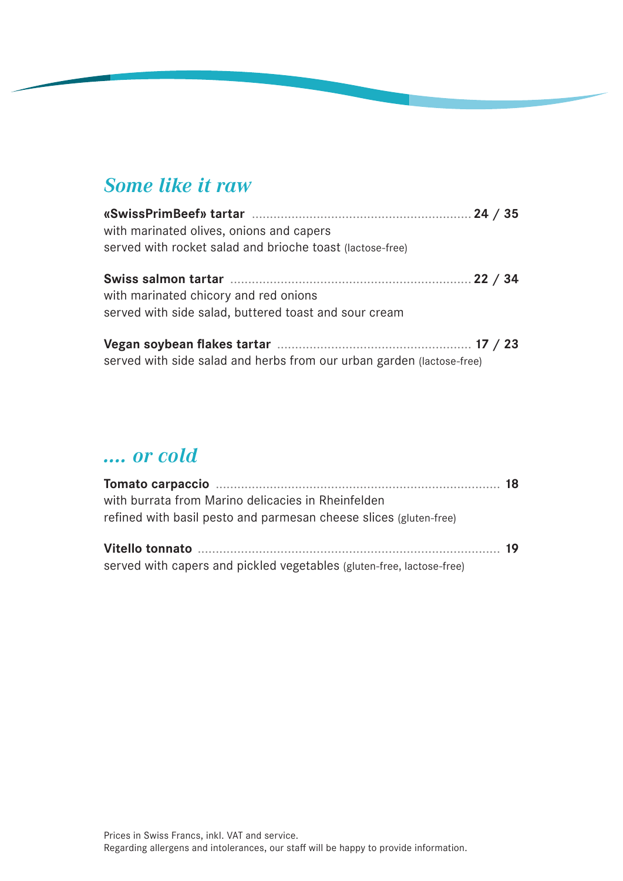## *Some like it raw*

**«SwissPrimBeef» tartar** ........................................................... **24 / 35**
with marinated olives, onions and capers
served with rocket salad and brioche toast (lactose-free)

**Swiss salmon tartar** ................................................................. **22 / 34**
with marinated chicory and red onions
served with side salad, buttered toast and sour cream

**Vegan soybean flakes tartar** .................................................... **17 / 23**
served with side salad and herbs from our urban garden (lactose-free)

## *.... or cold*

**Tomato carpaccio** ............................................................................ **18**
with burrata from Marino delicacies in Rheinfelden
refined with basil pesto and parmesan cheese slices (gluten-free)

**Vitello tonnato** ................................................................................. **19**
served with capers and pickled vegetables (gluten-free, lactose-free)

Prices in Swiss Francs, inkl. VAT and service.
Regarding allergens and intolerances, our staff will be happy to provide information.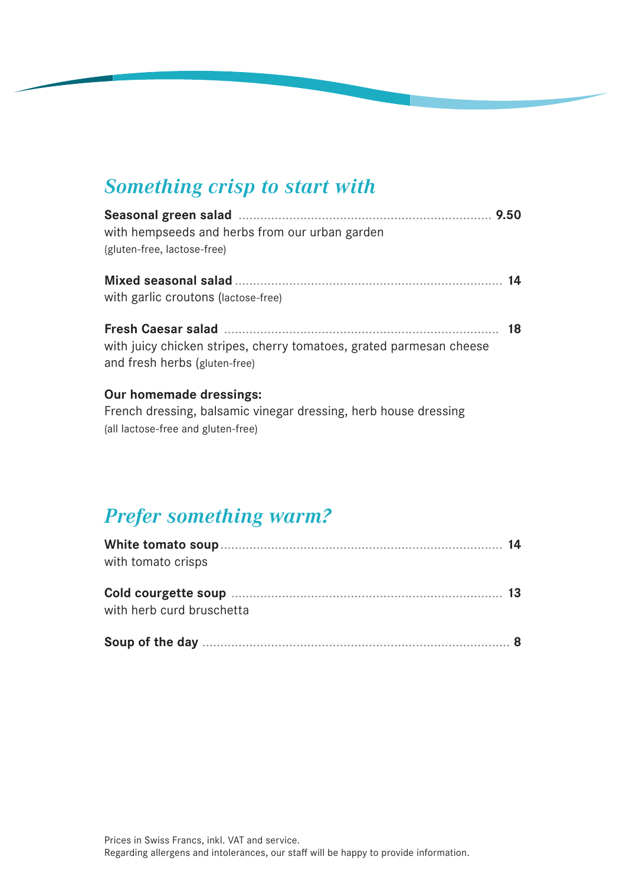## *Something crisp to start with*

**Seasonal green salad** ........ **9.50**
with hempseeds and herbs from our urban garden
(gluten-free, lactose-free)

**Mixed seasonal salad** ........ **14**
with garlic croutons (lactose-free)

**Fresh Caesar salad** ........ **18**
with juicy chicken stripes, cherry tomatoes, grated parmesan cheese and fresh herbs (gluten-free)

**Our homemade dressings:**
French dressing, balsamic vinegar dressing, herb house dressing
(all lactose-free and gluten-free)

## *Prefer something warm?*

**White tomato soup** ........ **14**
with tomato crisps

**Cold courgette soup** ........ **13**
with herb curd bruschetta

**Soup of the day** ........ **8**

Prices in Swiss Francs, inkl. VAT and service.
Regarding allergens and intolerances, our staff will be happy to provide information.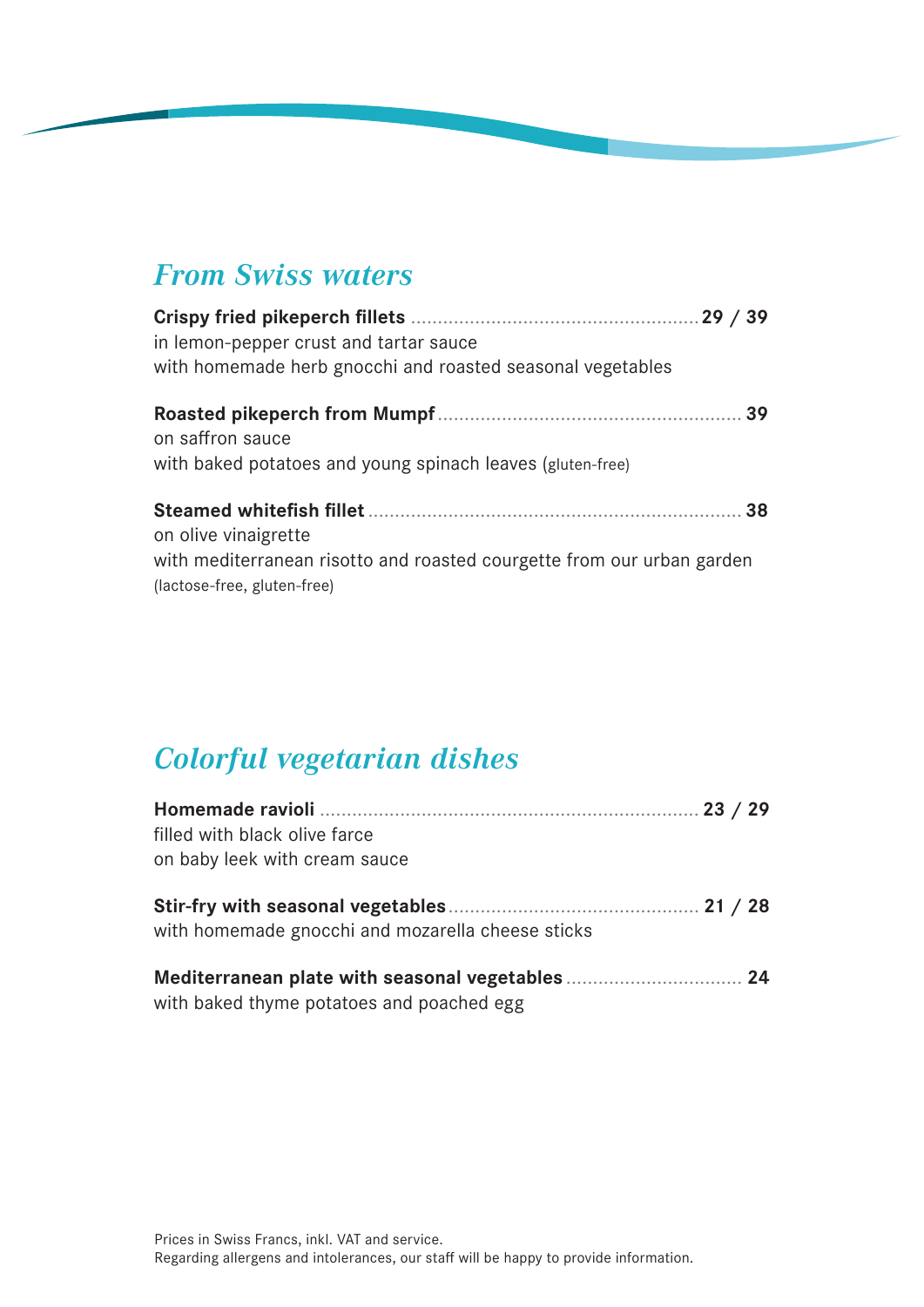## *From Swiss waters*

**Crispy fried pikeperch fillets** .......... **29 / 39**
in lemon-pepper crust and tartar sauce
with homemade herb gnocchi and roasted seasonal vegetables

**Roasted pikeperch from Mumpf** .......... **39**
on saffron sauce
with baked potatoes and young spinach leaves (gluten-free)

**Steamed whitefish fillet** .......... **38**
on olive vinaigrette
with mediterranean risotto and roasted courgette from our urban garden
(lactose-free, gluten-free)

## *Colorful vegetarian dishes*

**Homemade ravioli** .......... **23 / 29**
filled with black olive farce
on baby leek with cream sauce

**Stir-fry with seasonal vegetables** .......... **21 / 28**
with homemade gnocchi and mozarella cheese sticks

**Mediterranean plate with seasonal vegetables** .......... **24**
with baked thyme potatoes and poached egg

Prices in Swiss Francs, inkl. VAT and service.
Regarding allergens and intolerances, our staff will be happy to provide information.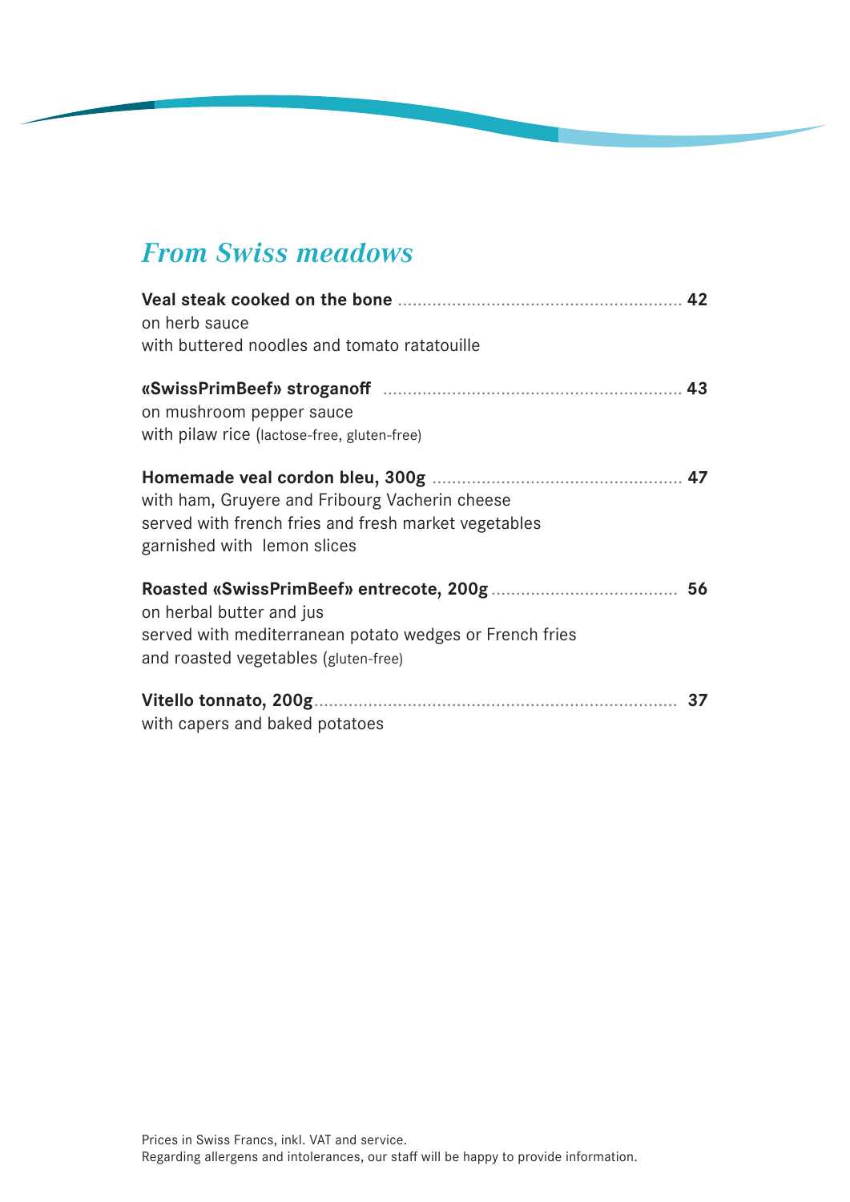## *From Swiss meadows*

**Veal steak cooked on the bone** ........................................................ **42**
on herb sauce
with buttered noodles and tomato ratatouille

**«SwissPrimBeef» stroganoff** ........................................................ **43**
on mushroom pepper sauce
with pilaw rice (lactose-free, gluten-free)

**Homemade veal cordon bleu, 300g** .................................................. **47**
with ham, Gruyere and Fribourg Vacherin cheese
served with french fries and fresh market vegetables
garnished with lemon slices

**Roasted «SwissPrimBeef» entrecote, 200g** ...................................... **56**
on herbal butter and jus
served with mediterranean potato wedges or French fries
and roasted vegetables (gluten-free)

**Vitello tonnato, 200g** ......................................................................... **37**
with capers and baked potatoes

Prices in Swiss Francs, inkl. VAT and service.
Regarding allergens and intolerances, our staff will be happy to provide information.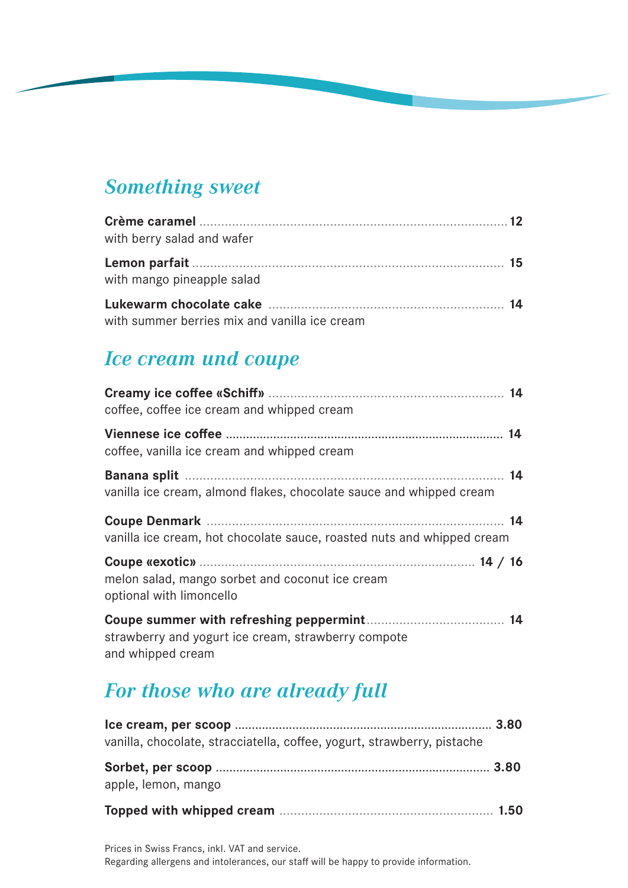## *Something sweet*

**Crème caramel** ..................................................................................... **12**
with berry salad and wafer

**Lemon parfait** ..................................................................................... **15**
with mango pineapple salad

**Lukewarm chocolate cake** ................................................................. **14**
with summer berries mix and vanilla ice cream

## *Ice cream und coupe*

**Creamy ice coffee «Schiff»** ................................................................. **14**
coffee, coffee ice cream and whipped cream

**Viennese ice coffee** ................................................................................. **14**
coffee, vanilla ice cream and whipped cream

**Banana split** ....................................................................................... **14**
vanilla ice cream, almond flakes, chocolate sauce and whipped cream

**Coupe Denmark** ................................................................................. **14**
vanilla ice cream, hot chocolate sauce, roasted nuts and whipped cream

**Coupe «exotic»** ........................................................................... **14 / 16**
melon salad, mango sorbet and coconut ice cream
optional with limoncello

**Coupe summer with refreshing peppermint**...................................... **14**
strawberry and yogurt ice cream, strawberry compote
and whipped cream

## *For those who are already full*

**Ice cream, per scoop** ........................................................................... **3.80**
vanilla, chocolate, stracciatella, coffee, yogurt, strawberry, pistache

**Sorbet, per scoop** ................................................................................ **3.80**
apple, lemon, mango

**Topped with whipped cream** ........................................................... **1.50**

Prices in Swiss Francs, inkl. VAT and service.
Regarding allergens and intolerances, our staff will be happy to provide information.